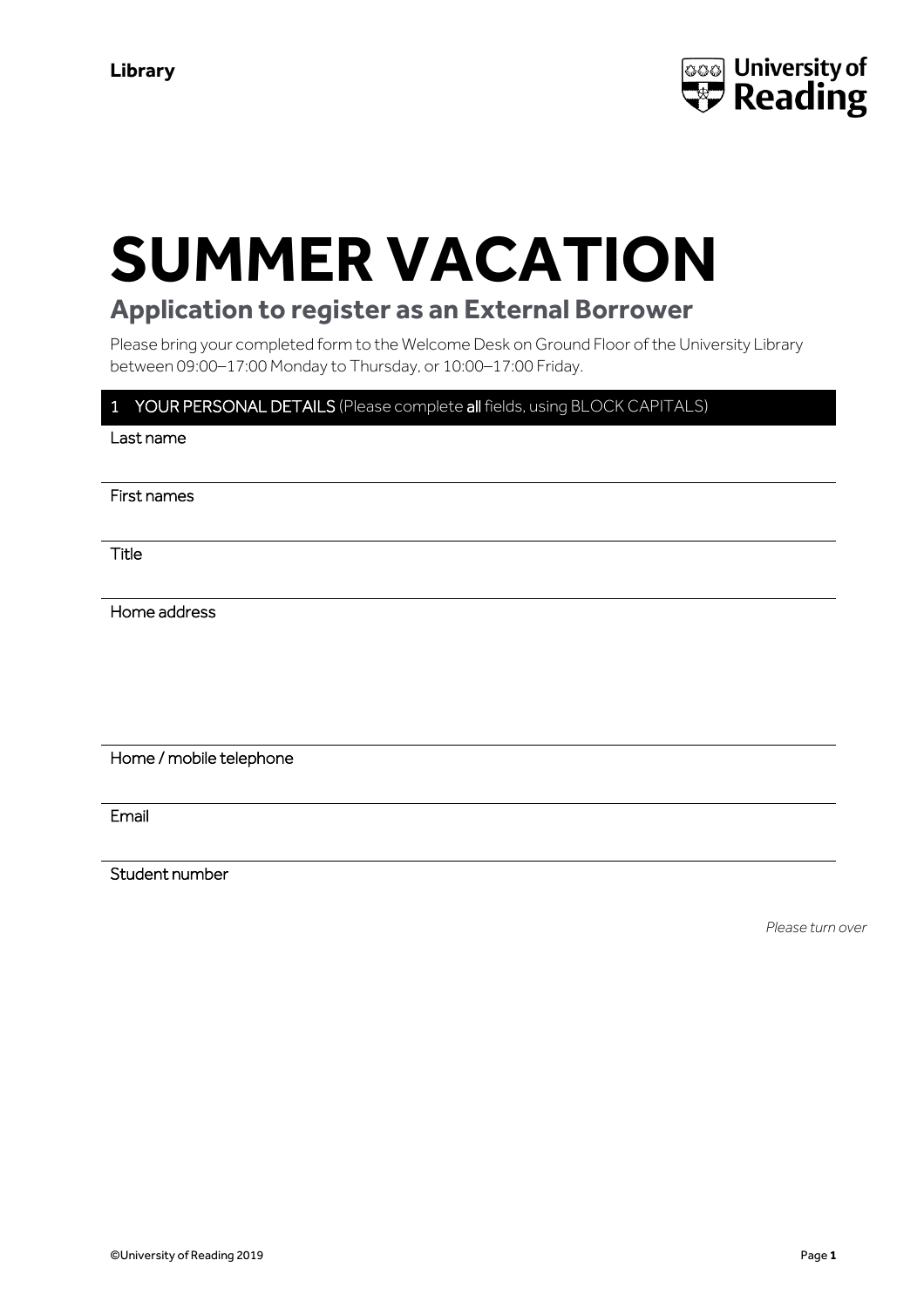**Library**

# SUMMER VACATION

## Application to register as an External Borrower

Please bring your completed form to the Welcome Desk on Ground Floor of the University Library between 09:00–17:00 Monday to Thursday, or 10:00–17:00 Friday.

### 1 YOUR PERSONAL DETAILS (Please complete **all** fields, using BLOCK CAPITALS)

Last name

First names

Title

Home address

Home / mobile telephone

Email

Student number

*Please turn over*

©University of Reading 2019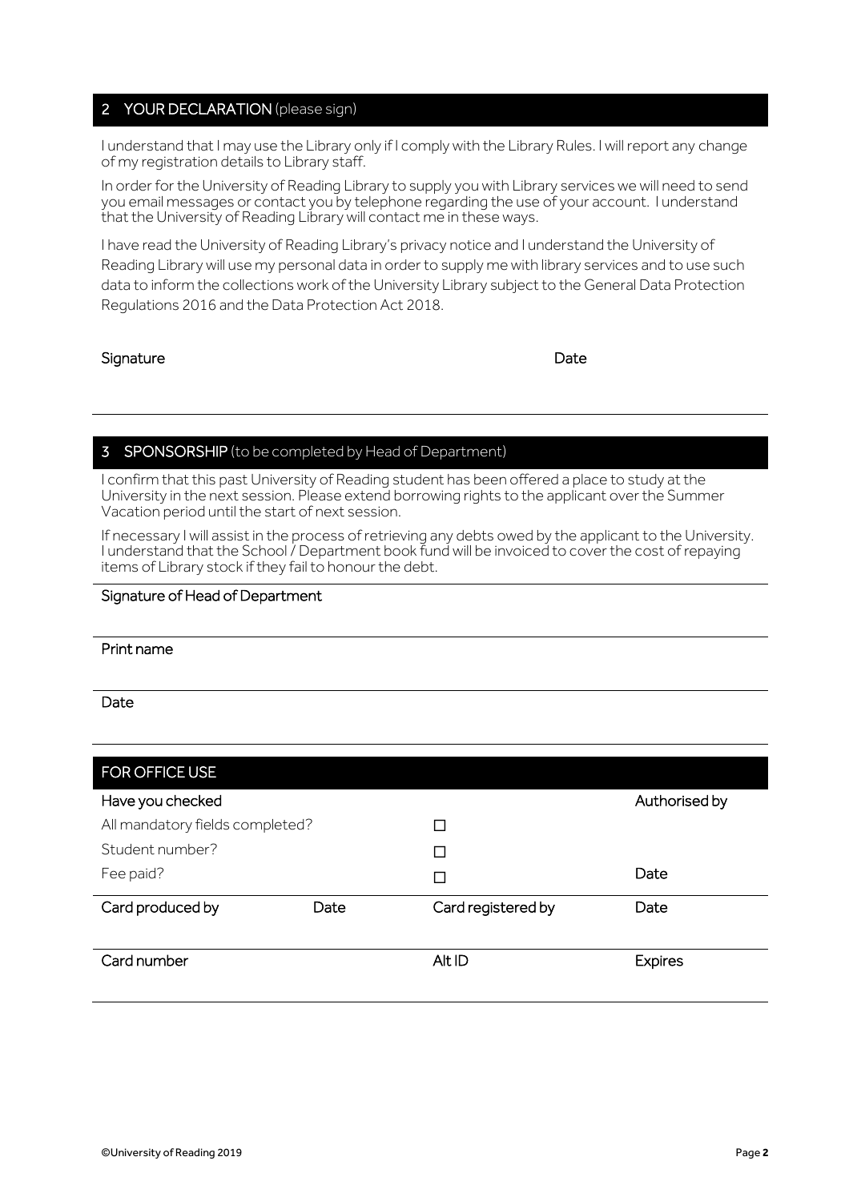## 2 YOUR DECLARATION (please sign)

I understand that I may use the Library only if I comply with the Library Rules. I will report any change of my registration details to Library staff.

In order for the University of Reading Library to supply you with Library services we will need to send you email messages or contact you by telephone regarding the use of your account. I understand that the University of Reading Library will contact me in these ways.

I have read the University of Reading Library's privacy notice and I understand the University of Reading Library will use my personal data in order to supply me with library services and to use such data to inform the collections work of the University Library subject to the General Data Protection Regulations 2016 and the Data Protection Act 2018.

Signature

Date

## 3 SPONSORSHIP (to be completed by Head of Department)

I confirm that this past University of Reading student has been offered a place to study at the University in the next session. Please extend borrowing rights to the applicant over the Summer Vacation period until the start of next session.

If necessary I will assist in the process of retrieving any debts owed by the applicant to the University. I understand that the School / Department book fund will be invoiced to cover the cost of repaying items of Library stock if they fail to honour the debt.

Signature of Head of Department

Print name

Date

## FOR OFFICE USE

| | | | |
|---|---|---|---|
| Have you checked | | | Authorised by |
| All mandatory fields completed? | | ☐ | |
| Student number? | | ☐ | |
| Fee paid? | | ☐ | Date |
| Card produced by | Date | Card registered by | Date |
| Card number | | Alt ID | Expires |